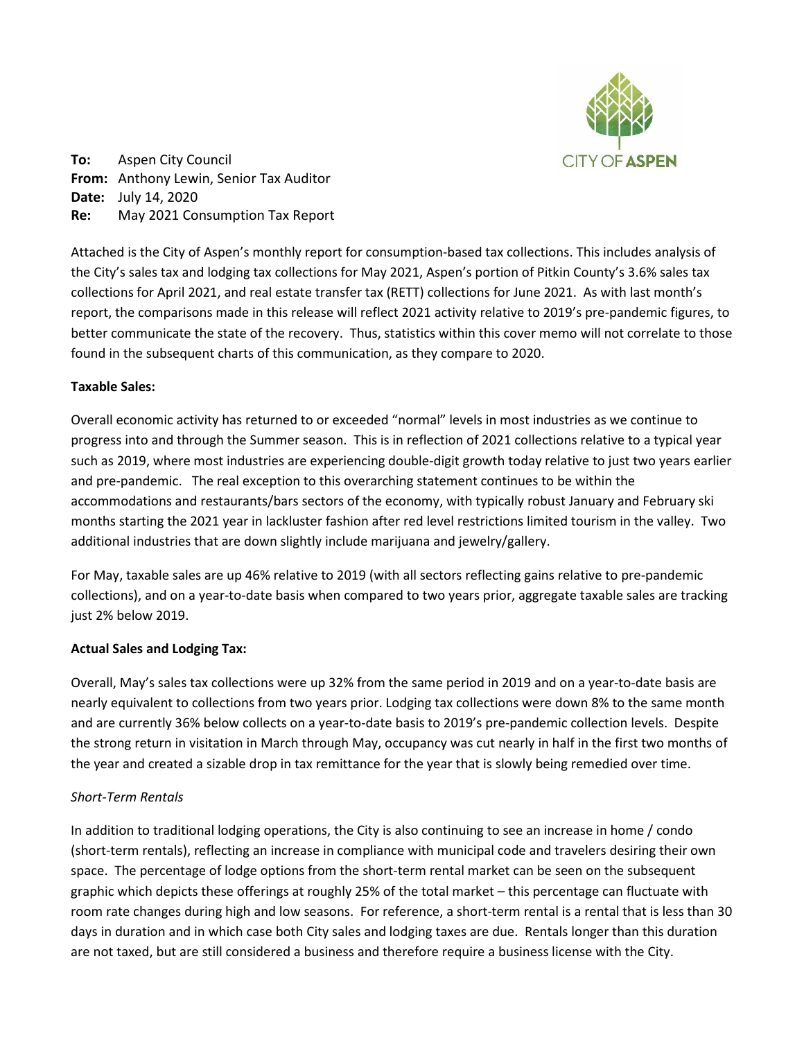**To:** Aspen City Council
**From:** Anthony Lewin, Senior Tax Auditor
**Date:** July 14, 2020
**Re:** May 2021 Consumption Tax Report

Attached is the City of Aspen's monthly report for consumption-based tax collections. This includes analysis of the City's sales tax and lodging tax collections for May 2021, Aspen's portion of Pitkin County's 3.6% sales tax collections for April 2021, and real estate transfer tax (RETT) collections for June 2021. As with last month's report, the comparisons made in this release will reflect 2021 activity relative to 2019's pre-pandemic figures, to better communicate the state of the recovery. Thus, statistics within this cover memo will not correlate to those found in the subsequent charts of this communication, as they compare to 2020.

**Taxable Sales:**

Overall economic activity has returned to or exceeded "normal" levels in most industries as we continue to progress into and through the Summer season. This is in reflection of 2021 collections relative to a typical year such as 2019, where most industries are experiencing double-digit growth today relative to just two years earlier and pre-pandemic. The real exception to this overarching statement continues to be within the accommodations and restaurants/bars sectors of the economy, with typically robust January and February ski months starting the 2021 year in lackluster fashion after red level restrictions limited tourism in the valley. Two additional industries that are down slightly include marijuana and jewelry/gallery.

For May, taxable sales are up 46% relative to 2019 (with all sectors reflecting gains relative to pre-pandemic collections), and on a year-to-date basis when compared to two years prior, aggregate taxable sales are tracking just 2% below 2019.

**Actual Sales and Lodging Tax:**

Overall, May's sales tax collections were up 32% from the same period in 2019 and on a year-to-date basis are nearly equivalent to collections from two years prior. Lodging tax collections were down 8% to the same month and are currently 36% below collects on a year-to-date basis to 2019's pre-pandemic collection levels. Despite the strong return in visitation in March through May, occupancy was cut nearly in half in the first two months of the year and created a sizable drop in tax remittance for the year that is slowly being remedied over time.

*Short-Term Rentals*

In addition to traditional lodging operations, the City is also continuing to see an increase in home / condo (short-term rentals), reflecting an increase in compliance with municipal code and travelers desiring their own space. The percentage of lodge options from the short-term rental market can be seen on the subsequent graphic which depicts these offerings at roughly 25% of the total market – this percentage can fluctuate with room rate changes during high and low seasons. For reference, a short-term rental is a rental that is less than 30 days in duration and in which case both City sales and lodging taxes are due. Rentals longer than this duration are not taxed, but are still considered a business and therefore require a business license with the City.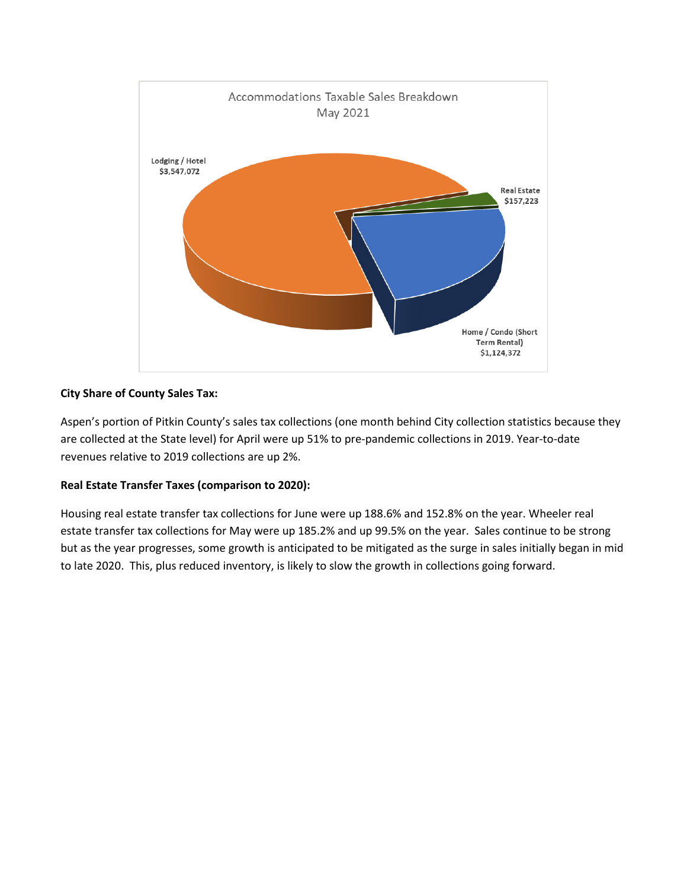Accommodations Taxable Sales Breakdown
May 2021

Lodging / Hotel $3,547,072

Real Estate $157,223

Home / Condo (Short Term Rental) $1,124,372

**City Share of County Sales Tax:**

Aspen's portion of Pitkin County's sales tax collections (one month behind City collection statistics because they are collected at the State level) for April were up 51% to pre-pandemic collections in 2019. Year-to-date revenues relative to 2019 collections are up 2%.

**Real Estate Transfer Taxes (comparison to 2020):**

Housing real estate transfer tax collections for June were up 188.6% and 152.8% on the year. Wheeler real estate transfer tax collections for May were up 185.2% and up 99.5% on the year. Sales continue to be strong but as the year progresses, some growth is anticipated to be mitigated as the surge in sales initially began in mid to late 2020. This, plus reduced inventory, is likely to slow the growth in collections going forward.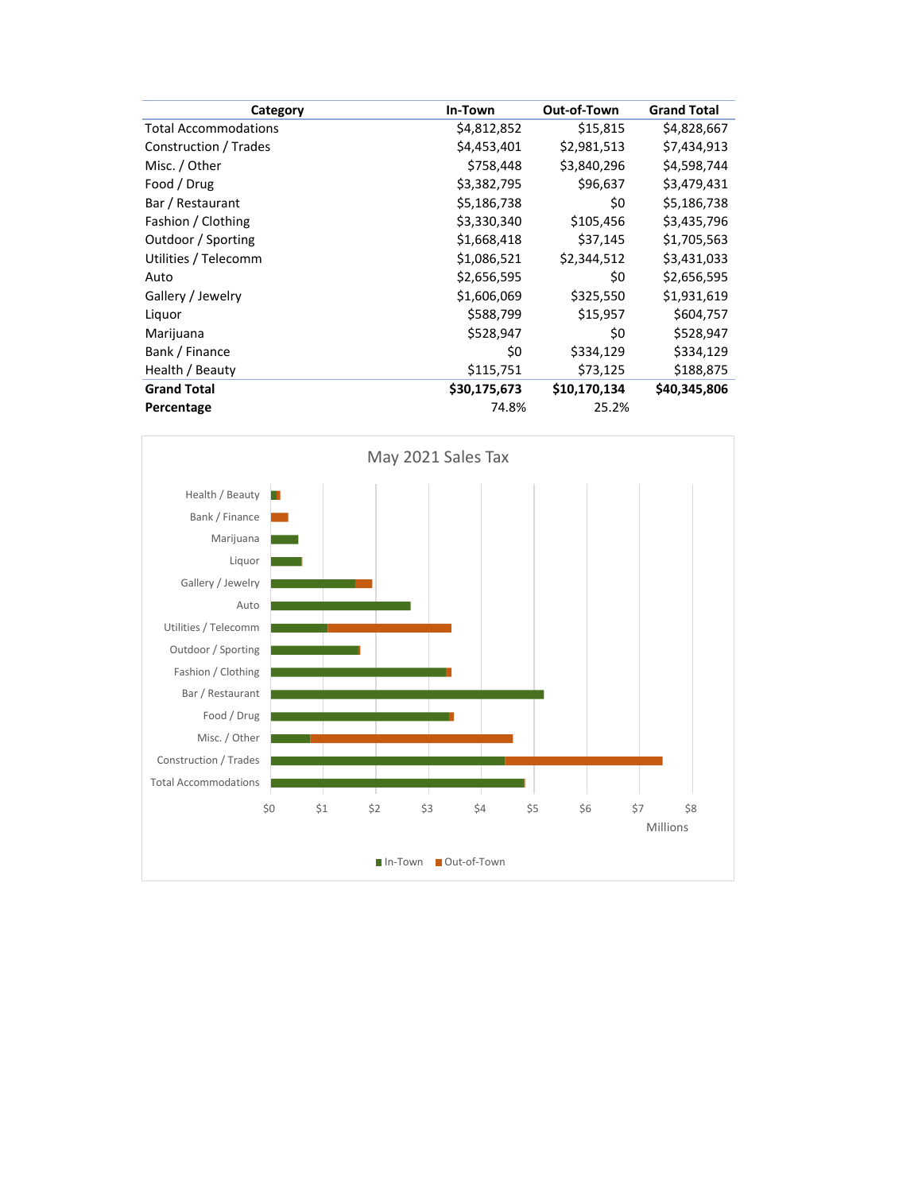| Category | In-Town | Out-of-Town | Grand Total |
|---|---|---|---|
| Total Accommodations | $4,812,852 | $15,815 | $4,828,667 |
| Construction / Trades | $4,453,401 | $2,981,513 | $7,434,913 |
| Misc. / Other | $758,448 | $3,840,296 | $4,598,744 |
| Food / Drug | $3,382,795 | $96,637 | $3,479,431 |
| Bar / Restaurant | $5,186,738 | $0 | $5,186,738 |
| Fashion / Clothing | $3,330,340 | $105,456 | $3,435,796 |
| Outdoor / Sporting | $1,668,418 | $37,145 | $1,705,563 |
| Utilities / Telecomm | $1,086,521 | $2,344,512 | $3,431,033 |
| Auto | $2,656,595 | $0 | $2,656,595 |
| Gallery / Jewelry | $1,606,069 | $325,550 | $1,931,619 |
| Liquor | $588,799 | $15,957 | $604,757 |
| Marijuana | $528,947 | $0 | $528,947 |
| Bank / Finance | $0 | $334,129 | $334,129 |
| Health / Beauty | $115,751 | $73,125 | $188,875 |
| **Grand Total** | **$30,175,673** | **$10,170,134** | **$40,345,806** |
| **Percentage** | 74.8% | 25.2% | |

May 2021 Sales Tax

| Category | In-Town | Out-of-Town |
|---|---|---|
| Health / Beauty | $115,751 | $73,125 |
| Bank / Finance | $0 | $334,129 |
| Marijuana | $528,947 | $0 |
| Liquor | $588,799 | $15,957 |
| Gallery / Jewelry | $1,606,069 | $325,550 |
| Auto | $2,656,595 | $0 |
| Utilities / Telecomm | $1,086,521 | $2,344,512 |
| Outdoor / Sporting | $1,668,418 | $37,145 |
| Fashion / Clothing | $3,330,340 | $105,456 |
| Bar / Restaurant | $5,186,738 | $0 |
| Food / Drug | $3,382,795 | $96,637 |
| Misc. / Other | $758,448 | $3,840,296 |
| Construction / Trades | $4,453,401 | $2,981,513 |
| Total Accommodations | $4,812,852 | $15,815 |

X-axis: $0 – $8 (Millions). Legend: In-Town, Out-of-Town.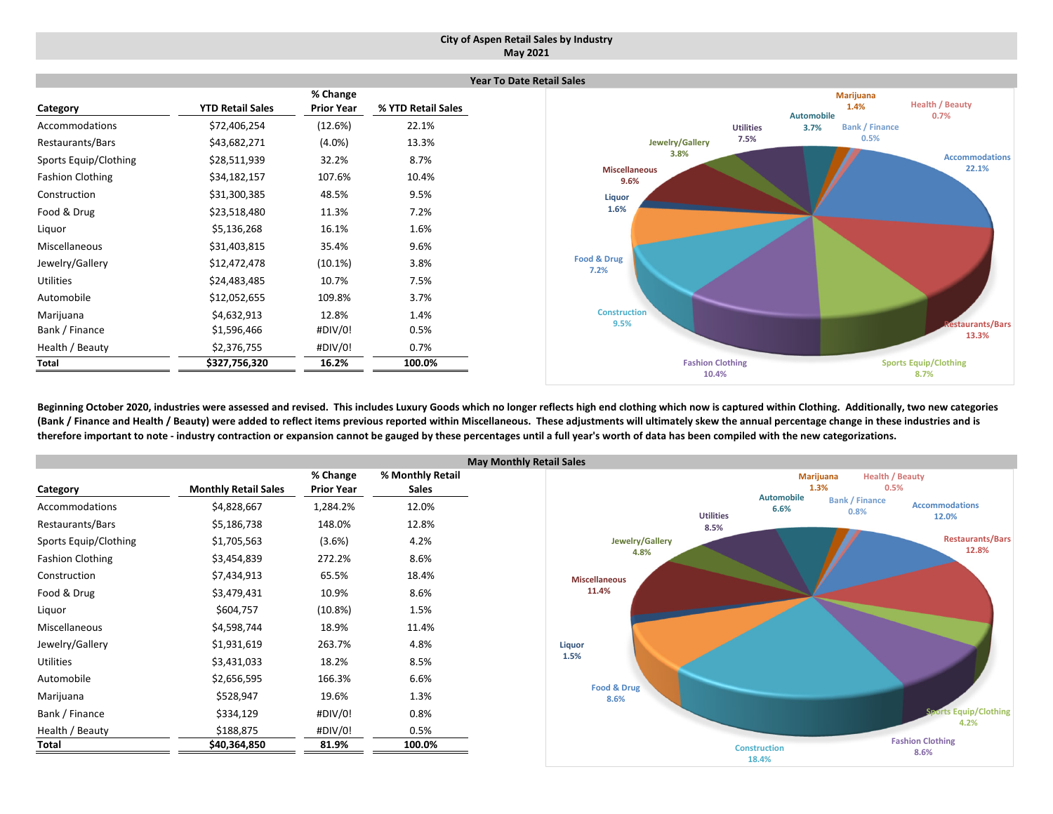# City of Aspen Retail Sales by Industry
## May 2021

### Year To Date Retail Sales

| Category | YTD Retail Sales | % Change Prior Year | % YTD Retail Sales |
|---|---|---|---|
| Accommodations | $72,406,254 | (12.6%) | 22.1% |
| Restaurants/Bars | $43,682,271 | (4.0%) | 13.3% |
| Sports Equip/Clothing | $28,511,939 | 32.2% | 8.7% |
| Fashion Clothing | $34,182,157 | 107.6% | 10.4% |
| Construction | $31,300,385 | 48.5% | 9.5% |
| Food & Drug | $23,518,480 | 11.3% | 7.2% |
| Liquor | $5,136,268 | 16.1% | 1.6% |
| Miscellaneous | $31,403,815 | 35.4% | 9.6% |
| Jewelry/Gallery | $12,472,478 | (10.1%) | 3.8% |
| Utilities | $24,483,485 | 10.7% | 7.5% |
| Automobile | $12,052,655 | 109.8% | 3.7% |
| Marijuana | $4,632,913 | 12.8% | 1.4% |
| Bank / Finance | $1,596,466 | #DIV/0! | 0.5% |
| Health / Beauty | $2,376,755 | #DIV/0! | 0.7% |
| **Total** | **$327,756,320** | **16.2%** | **100.0%** |

**Beginning October 2020, industries were assessed and revised. This includes Luxury Goods which no longer reflects high end clothing which now is captured within Clothing. Additionally, two new categories (Bank / Finance and Health / Beauty) were added to reflect items previous reported within Miscellaneous. These adjustments will ultimately skew the annual percentage change in these industries and is therefore important to note - industry contraction or expansion cannot be gauged by these percentages until a full year's worth of data has been compiled with the new categorizations.**

### May Monthly Retail Sales

| Category | Monthly Retail Sales | % Change Prior Year | % Monthly Retail Sales |
|---|---|---|---|
| Accommodations | $4,828,667 | 1,284.2% | 12.0% |
| Restaurants/Bars | $5,186,738 | 148.0% | 12.8% |
| Sports Equip/Clothing | $1,705,563 | (3.6%) | 4.2% |
| Fashion Clothing | $3,454,839 | 272.2% | 8.6% |
| Construction | $7,434,913 | 65.5% | 18.4% |
| Food & Drug | $3,479,431 | 10.9% | 8.6% |
| Liquor | $604,757 | (10.8%) | 1.5% |
| Miscellaneous | $4,598,744 | 18.9% | 11.4% |
| Jewelry/Gallery | $1,931,619 | 263.7% | 4.8% |
| Utilities | $3,431,033 | 18.2% | 8.5% |
| Automobile | $2,656,595 | 166.3% | 6.6% |
| Marijuana | $528,947 | 19.6% | 1.3% |
| Bank / Finance | $334,129 | #DIV/0! | 0.8% |
| Health / Beauty | $188,875 | #DIV/0! | 0.5% |
| **Total** | **$40,364,850** | **81.9%** | **100.0%** |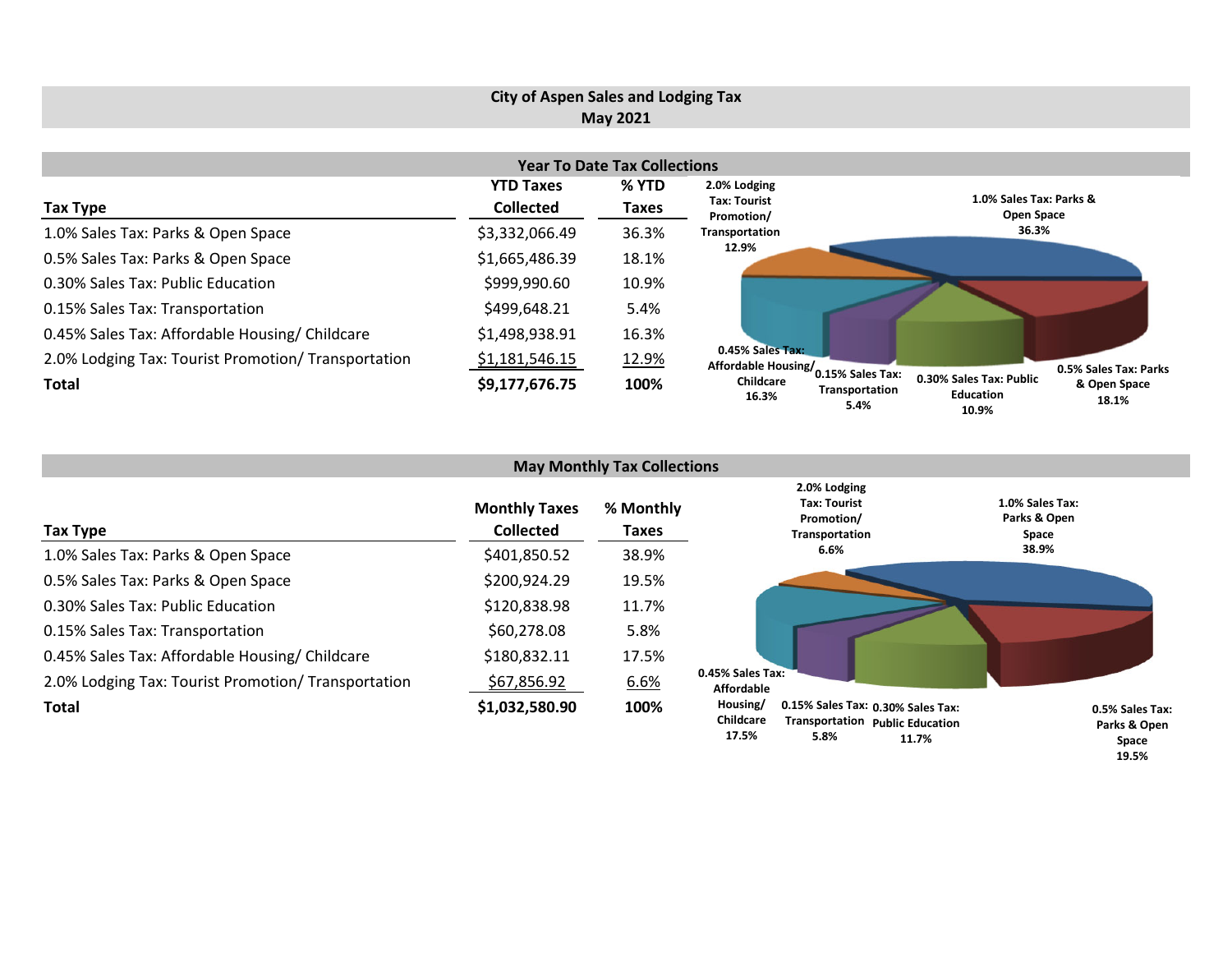# City of Aspen Sales and Lodging Tax
## May 2021

### Year To Date Tax Collections

| Tax Type | YTD Taxes Collected | % YTD Taxes |
|---|---|---|
| 1.0% Sales Tax: Parks & Open Space | $3,332,066.49 | 36.3% |
| 0.5% Sales Tax: Parks & Open Space | $1,665,486.39 | 18.1% |
| 0.30% Sales Tax: Public Education | $999,990.60 | 10.9% |
| 0.15% Sales Tax: Transportation | $499,648.21 | 5.4% |
| 0.45% Sales Tax: Affordable Housing/ Childcare | $1,498,938.91 | 16.3% |
| 2.0% Lodging Tax: Tourist Promotion/ Transportation | $1,181,546.15 | 12.9% |
| **Total** | **$9,177,676.75** | **100%** |

### May Monthly Tax Collections

| Tax Type | Monthly Taxes Collected | % Monthly Taxes |
|---|---|---|
| 1.0% Sales Tax: Parks & Open Space | $401,850.52 | 38.9% |
| 0.5% Sales Tax: Parks & Open Space | $200,924.29 | 19.5% |
| 0.30% Sales Tax: Public Education | $120,838.98 | 11.7% |
| 0.15% Sales Tax: Transportation | $60,278.08 | 5.8% |
| 0.45% Sales Tax: Affordable Housing/ Childcare | $180,832.11 | 17.5% |
| 2.0% Lodging Tax: Tourist Promotion/ Transportation | $67,856.92 | 6.6% |
| **Total** | **$1,032,580.90** | **100%** |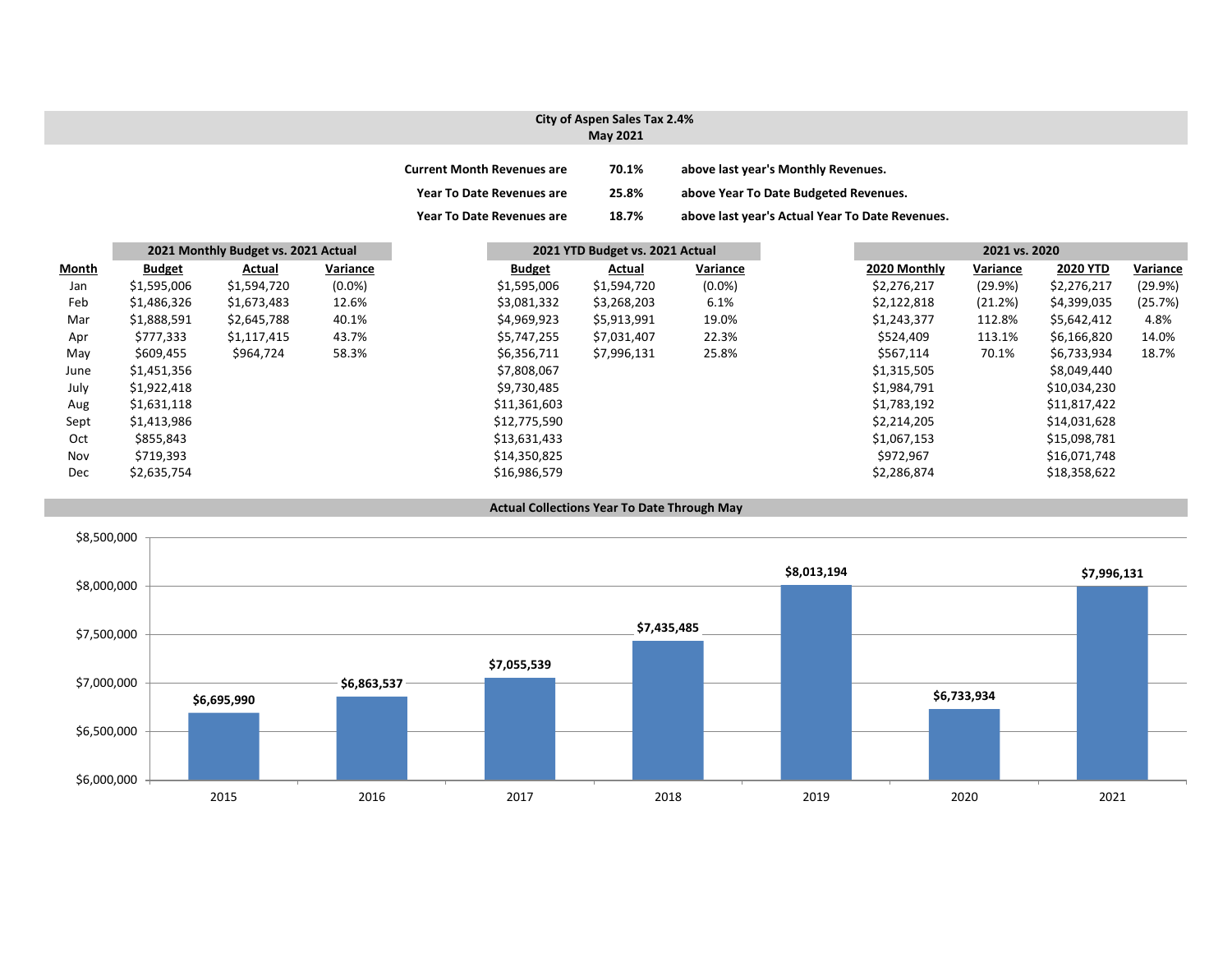# City of Aspen Sales Tax 2.4%
## May 2021

| | | |
|---|---|---|
| **Current Month Revenues are** | **70.1%** | **above last year's Monthly Revenues.** |
| **Year To Date Revenues are** | **25.8%** | **above Year To Date Budgeted Revenues.** |
| **Year To Date Revenues are** | **18.7%** | **above last year's Actual Year To Date Revenues.** |

| | **2021 Monthly Budget vs. 2021 Actual** | | | **2021 YTD Budget vs. 2021 Actual** | | | **2021 vs. 2020** | | | |
|---|---|---|---|---|---|---|---|---|---|---|
| **Month** | **Budget** | **Actual** | **Variance** | **Budget** | **Actual** | **Variance** | **2020 Monthly** | **Variance** | **2020 YTD** | **Variance** |
| Jan | $1,595,006 | $1,594,720 | (0.0%) | $1,595,006 | $1,594,720 | (0.0%) | $2,276,217 | (29.9%) | $2,276,217 | (29.9%) |
| Feb | $1,486,326 | $1,673,483 | 12.6% | $3,081,332 | $3,268,203 | 6.1% | $2,122,818 | (21.2%) | $4,399,035 | (25.7%) |
| Mar | $1,888,591 | $2,645,788 | 40.1% | $4,969,923 | $5,913,991 | 19.0% | $1,243,377 | 112.8% | $5,642,412 | 4.8% |
| Apr | $777,333 | $1,117,415 | 43.7% | $5,747,255 | $7,031,407 | 22.3% | $524,409 | 113.1% | $6,166,820 | 14.0% |
| May | $609,455 | $964,724 | 58.3% | $6,356,711 | $7,996,131 | 25.8% | $567,114 | 70.1% | $6,733,934 | 18.7% |
| June | $1,451,356 | | | $7,808,067 | | | $1,315,505 | | $8,049,440 | |
| July | $1,922,418 | | | $9,730,485 | | | $1,984,791 | | $10,034,230 | |
| Aug | $1,631,118 | | | $11,361,603 | | | $1,783,192 | | $11,817,422 | |
| Sept | $1,413,986 | | | $12,775,590 | | | $2,214,205 | | $14,031,628 | |
| Oct | $855,843 | | | $13,631,433 | | | $1,067,153 | | $15,098,781 | |
| Nov | $719,393 | | | $14,350,825 | | | $972,967 | | $16,071,748 | |
| Dec | $2,635,754 | | | $16,986,579 | | | $2,286,874 | | $18,358,622 | |

### Actual Collections Year To Date Through May

| Year | Collections |
|---|---|
| 2015 | $6,695,990 |
| 2016 | $6,863,537 |
| 2017 | $7,055,539 |
| 2018 | $7,435,485 |
| 2019 | $8,013,194 |
| 2020 | $6,733,934 |
| 2021 | $7,996,131 |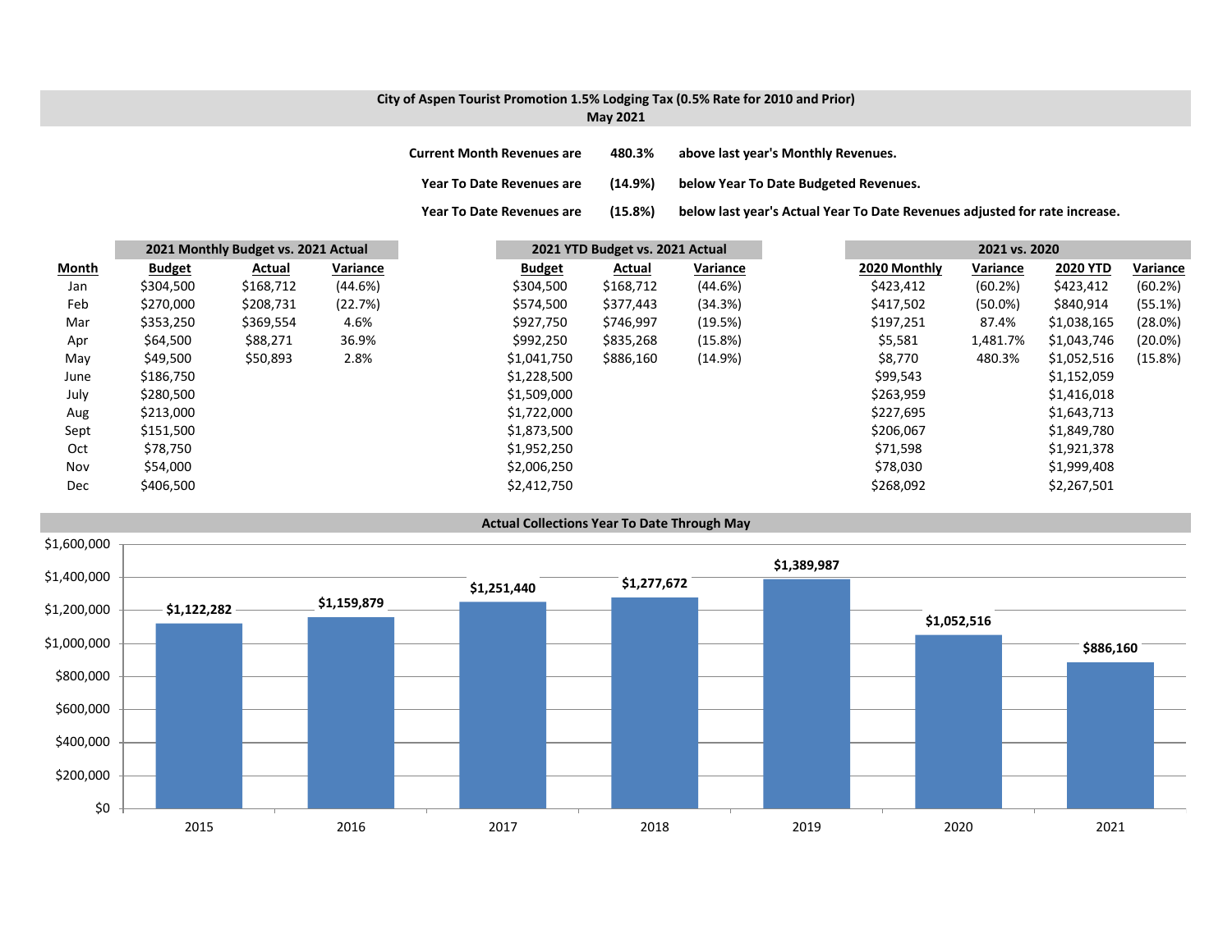# City of Aspen Tourist Promotion 1.5% Lodging Tax (0.5% Rate for 2010 and Prior)

## May 2021

**Current Month Revenues are** **480.3%** **above last year's Monthly Revenues.**

**Year To Date Revenues are** **(14.9%)** **below Year To Date Budgeted Revenues.**

**Year To Date Revenues are** **(15.8%)** **below last year's Actual Year To Date Revenues adjusted for rate increase.**

| | 2021 Monthly Budget vs. 2021 Actual | | | 2021 YTD Budget vs. 2021 Actual | | | 2021 vs. 2020 | | | |
|---|---|---|---|---|---|---|---|---|---|---|
| **Month** | **Budget** | **Actual** | **Variance** | **Budget** | **Actual** | **Variance** | **2020 Monthly** | **Variance** | **2020 YTD** | **Variance** |
| Jan | $304,500 | $168,712 | (44.6%) | $304,500 | $168,712 | (44.6%) | $423,412 | (60.2%) | $423,412 | (60.2%) |
| Feb | $270,000 | $208,731 | (22.7%) | $574,500 | $377,443 | (34.3%) | $417,502 | (50.0%) | $840,914 | (55.1%) |
| Mar | $353,250 | $369,554 | 4.6% | $927,750 | $746,997 | (19.5%) | $197,251 | 87.4% | $1,038,165 | (28.0%) |
| Apr | $64,500 | $88,271 | 36.9% | $992,250 | $835,268 | (15.8%) | $5,581 | 1,481.7% | $1,043,746 | (20.0%) |
| May | $49,500 | $50,893 | 2.8% | $1,041,750 | $886,160 | (14.9%) | $8,770 | 480.3% | $1,052,516 | (15.8%) |
| June | $186,750 | | | $1,228,500 | | | $99,543 | | $1,152,059 | |
| July | $280,500 | | | $1,509,000 | | | $263,959 | | $1,416,018 | |
| Aug | $213,000 | | | $1,722,000 | | | $227,695 | | $1,643,713 | |
| Sept | $151,500 | | | $1,873,500 | | | $206,067 | | $1,849,780 | |
| Oct | $78,750 | | | $1,952,250 | | | $71,598 | | $1,921,378 | |
| Nov | $54,000 | | | $2,006,250 | | | $78,030 | | $1,999,408 | |
| Dec | $406,500 | | | $2,412,750 | | | $268,092 | | $2,267,501 | |

## Actual Collections Year To Date Through May

| Year | Amount |
|---|---|
| 2015 | $1,122,282 |
| 2016 | $1,159,879 |
| 2017 | $1,251,440 |
| 2018 | $1,277,672 |
| 2019 | $1,389,987 |
| 2020 | $1,052,516 |
| 2021 | $886,160 |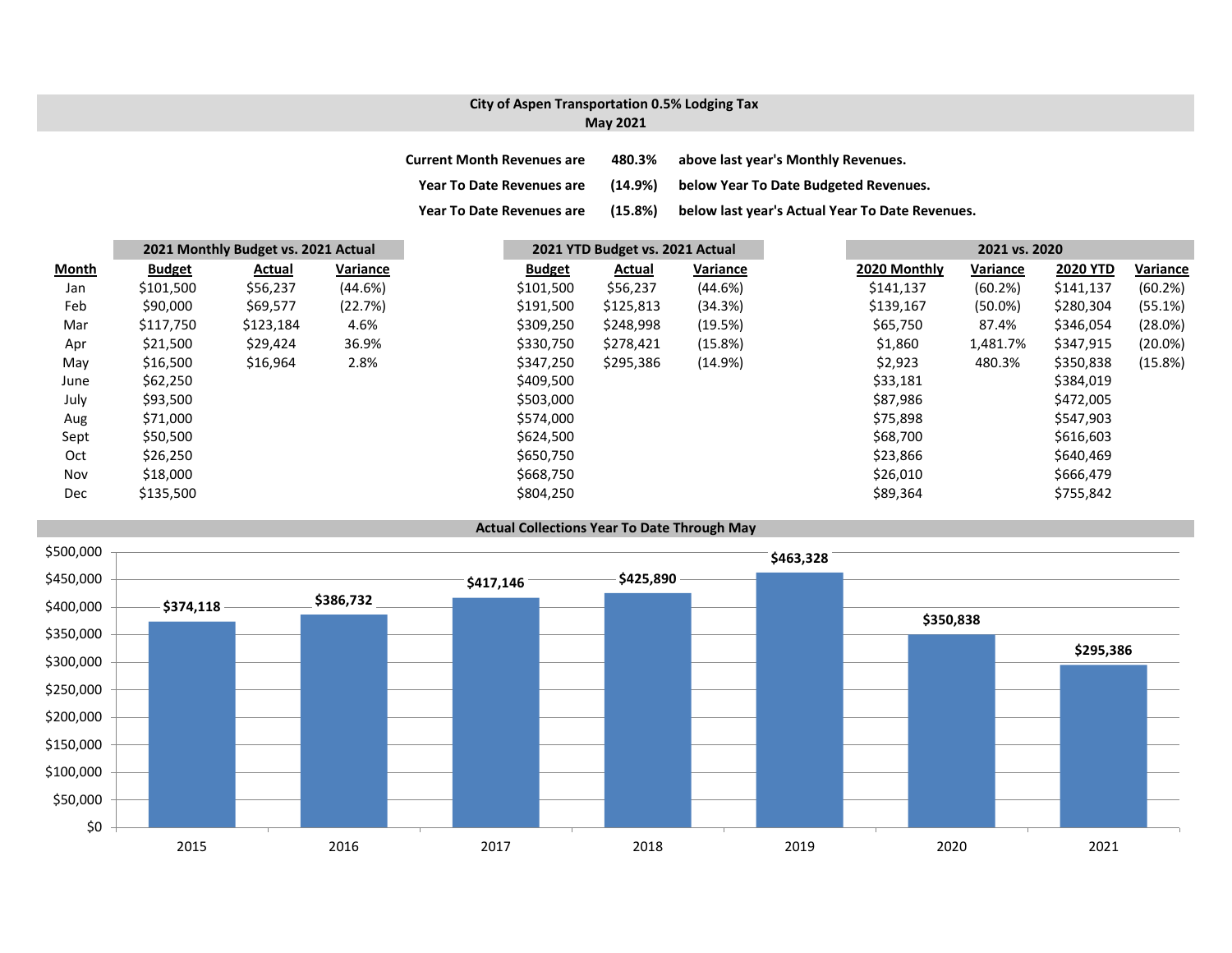## City of Aspen Transportation 0.5% Lodging Tax
### May 2021

| | | |
|---|---|---|
| **Current Month Revenues are** | **480.3%** | **above last year's Monthly Revenues.** |
| **Year To Date Revenues are** | **(14.9%)** | **below Year To Date Budgeted Revenues.** |
| **Year To Date Revenues are** | **(15.8%)** | **below last year's Actual Year To Date Revenues.** |

| | 2021 Monthly Budget vs. 2021 Actual | | | 2021 YTD Budget vs. 2021 Actual | | | 2021 vs. 2020 | | | |
|---|---|---|---|---|---|---|---|---|---|---|
| **Month** | **Budget** | **Actual** | **Variance** | **Budget** | **Actual** | **Variance** | **2020 Monthly** | **Variance** | **2020 YTD** | **Variance** |
| Jan | $101,500 | $56,237 | (44.6%) | $101,500 | $56,237 | (44.6%) | $141,137 | (60.2%) | $141,137 | (60.2%) |
| Feb | $90,000 | $69,577 | (22.7%) | $191,500 | $125,813 | (34.3%) | $139,167 | (50.0%) | $280,304 | (55.1%) |
| Mar | $117,750 | $123,184 | 4.6% | $309,250 | $248,998 | (19.5%) | $65,750 | 87.4% | $346,054 | (28.0%) |
| Apr | $21,500 | $29,424 | 36.9% | $330,750 | $278,421 | (15.8%) | $1,860 | 1,481.7% | $347,915 | (20.0%) |
| May | $16,500 | $16,964 | 2.8% | $347,250 | $295,386 | (14.9%) | $2,923 | 480.3% | $350,838 | (15.8%) |
| June | $62,250 | | | $409,500 | | | $33,181 | | $384,019 | |
| July | $93,500 | | | $503,000 | | | $87,986 | | $472,005 | |
| Aug | $71,000 | | | $574,000 | | | $75,898 | | $547,903 | |
| Sept | $50,500 | | | $624,500 | | | $68,700 | | $616,603 | |
| Oct | $26,250 | | | $650,750 | | | $23,866 | | $640,469 | |
| Nov | $18,000 | | | $668,750 | | | $26,010 | | $666,479 | |
| Dec | $135,500 | | | $804,250 | | | $89,364 | | $755,842 | |

### Actual Collections Year To Date Through May

| Year | Amount |
|---|---|
| 2015 | $374,118 |
| 2016 | $386,732 |
| 2017 | $417,146 |
| 2018 | $425,890 |
| 2019 | $463,328 |
| 2020 | $350,838 |
| 2021 | $295,386 |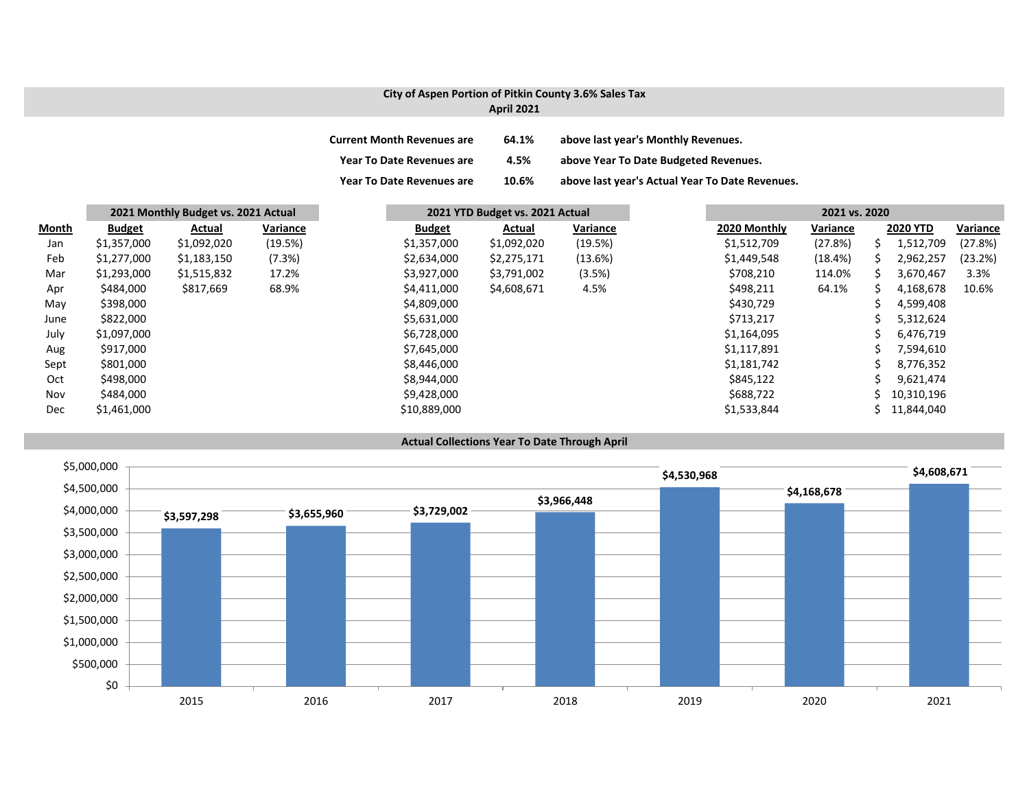## City of Aspen Portion of Pitkin County 3.6% Sales Tax
## April 2021

| | | |
|---|---|---|
| **Current Month Revenues are** | **64.1%** | **above last year's Monthly Revenues.** |
| **Year To Date Revenues are** | **4.5%** | **above Year To Date Budgeted Revenues.** |
| **Year To Date Revenues are** | **10.6%** | **above last year's Actual Year To Date Revenues.** |

| | 2021 Monthly Budget vs. 2021 Actual | | | 2021 YTD Budget vs. 2021 Actual | | | 2021 vs. 2020 | | | |
|---|---|---|---|---|---|---|---|---|---|---|
| **Month** | **Budget** | **Actual** | **Variance** | **Budget** | **Actual** | **Variance** | **2020 Monthly** | **Variance** | **2020 YTD** | **Variance** |
| Jan | $1,357,000 | $1,092,020 | (19.5%) | $1,357,000 | $1,092,020 | (19.5%) | $1,512,709 | (27.8%) | $ 1,512,709 | (27.8%) |
| Feb | $1,277,000 | $1,183,150 | (7.3%) | $2,634,000 | $2,275,171 | (13.6%) | $1,449,548 | (18.4%) | $ 2,962,257 | (23.2%) |
| Mar | $1,293,000 | $1,515,832 | 17.2% | $3,927,000 | $3,791,002 | (3.5%) | $708,210 | 114.0% | $ 3,670,467 | 3.3% |
| Apr | $484,000 | $817,669 | 68.9% | $4,411,000 | $4,608,671 | 4.5% | $498,211 | 64.1% | $ 4,168,678 | 10.6% |
| May | $398,000 | | | $4,809,000 | | | $430,729 | | $ 4,599,408 | |
| June | $822,000 | | | $5,631,000 | | | $713,217 | | $ 5,312,624 | |
| July | $1,097,000 | | | $6,728,000 | | | $1,164,095 | | $ 6,476,719 | |
| Aug | $917,000 | | | $7,645,000 | | | $1,117,891 | | $ 7,594,610 | |
| Sept | $801,000 | | | $8,446,000 | | | $1,181,742 | | $ 8,776,352 | |
| Oct | $498,000 | | | $8,944,000 | | | $845,122 | | $ 9,621,474 | |
| Nov | $484,000 | | | $9,428,000 | | | $688,722 | | $ 10,310,196 | |
| Dec | $1,461,000 | | | $10,889,000 | | | $1,533,844 | | $ 11,844,040 | |

### Actual Collections Year To Date Through April

| Year | Collections |
|---|---|
| 2015 | $3,597,298 |
| 2016 | $3,655,960 |
| 2017 | $3,729,002 |
| 2018 | $3,966,448 |
| 2019 | $4,530,968 |
| 2020 | $4,168,678 |
| 2021 | $4,608,671 |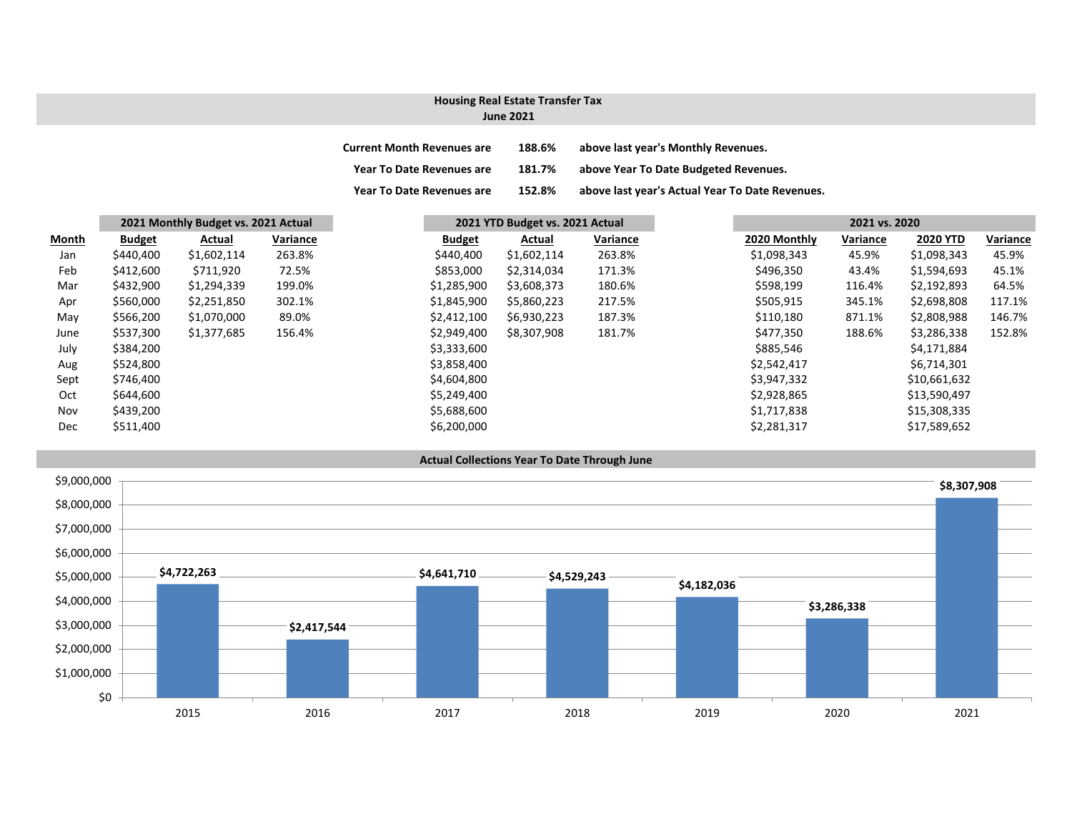## Housing Real Estate Transfer Tax
### June 2021

**Current Month Revenues are** **188.6%** **above last year's Monthly Revenues.**

**Year To Date Revenues are** **181.7%** **above Year To Date Budgeted Revenues.**

**Year To Date Revenues are** **152.8%** **above last year's Actual Year To Date Revenues.**

| | 2021 Monthly Budget vs. 2021 Actual | | | 2021 YTD Budget vs. 2021 Actual | | | 2021 vs. 2020 | | | |
|---|---|---|---|---|---|---|---|---|---|---|
| **Month** | **Budget** | **Actual** | **Variance** | **Budget** | **Actual** | **Variance** | **2020 Monthly** | **Variance** | **2020 YTD** | **Variance** |
| Jan | $440,400 | $1,602,114 | 263.8% | $440,400 | $1,602,114 | 263.8% | $1,098,343 | 45.9% | $1,098,343 | 45.9% |
| Feb | $412,600 | $711,920 | 72.5% | $853,000 | $2,314,034 | 171.3% | $496,350 | 43.4% | $1,594,693 | 45.1% |
| Mar | $432,900 | $1,294,339 | 199.0% | $1,285,900 | $3,608,373 | 180.6% | $598,199 | 116.4% | $2,192,893 | 64.5% |
| Apr | $560,000 | $2,251,850 | 302.1% | $1,845,900 | $5,860,223 | 217.5% | $505,915 | 345.1% | $2,698,808 | 117.1% |
| May | $566,200 | $1,070,000 | 89.0% | $2,412,100 | $6,930,223 | 187.3% | $110,180 | 871.1% | $2,808,988 | 146.7% |
| June | $537,300 | $1,377,685 | 156.4% | $2,949,400 | $8,307,908 | 181.7% | $477,350 | 188.6% | $3,286,338 | 152.8% |
| July | $384,200 | | | $3,333,600 | | | $885,546 | | $4,171,884 | |
| Aug | $524,800 | | | $3,858,400 | | | $2,542,417 | | $6,714,301 | |
| Sept | $746,400 | | | $4,604,800 | | | $3,947,332 | | $10,661,632 | |
| Oct | $644,600 | | | $5,249,400 | | | $2,928,865 | | $13,590,497 | |
| Nov | $439,200 | | | $5,688,600 | | | $1,717,838 | | $15,308,335 | |
| Dec | $511,400 | | | $6,200,000 | | | $2,281,317 | | $17,589,652 | |

### Actual Collections Year To Date Through June

| Year | Amount |
|---|---|
| 2015 | $4,722,263 |
| 2016 | $2,417,544 |
| 2017 | $4,641,710 |
| 2018 | $4,529,243 |
| 2019 | $4,182,036 |
| 2020 | $3,286,338 |
| 2021 | $8,307,908 |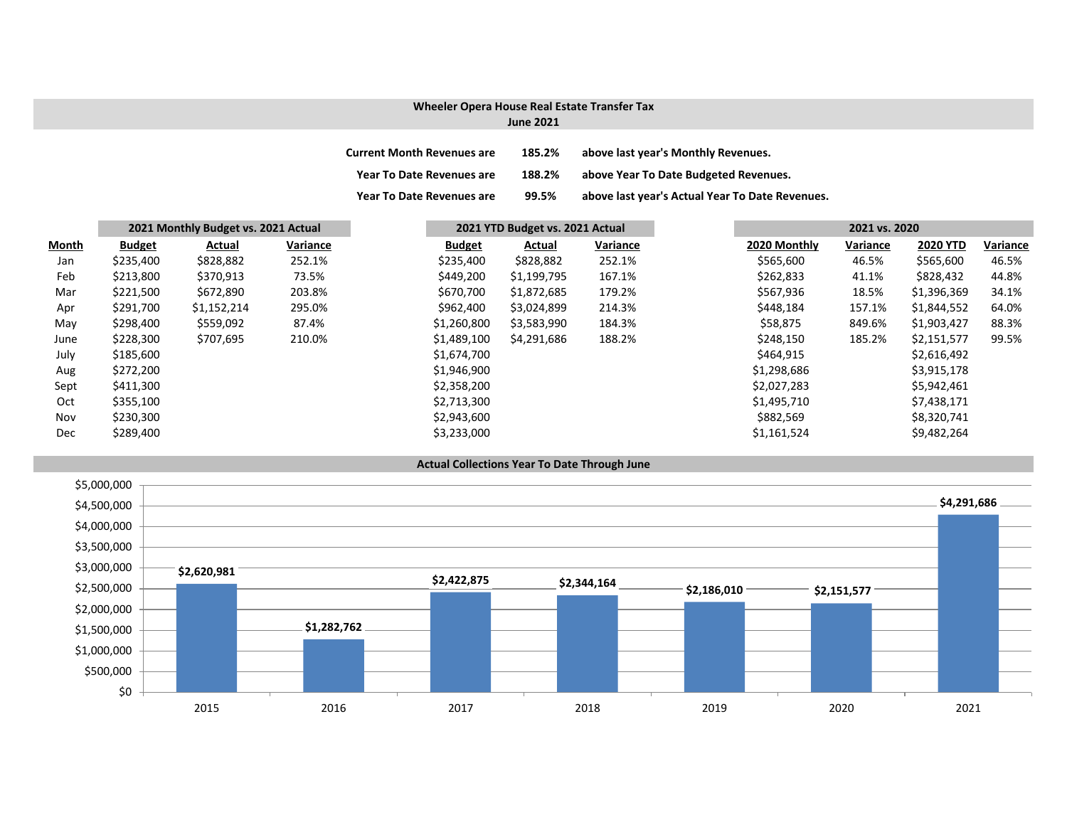**Wheeler Opera House Real Estate Transfer Tax**
**June 2021**

| | | |
|---|---|---|
| **Current Month Revenues are** | **185.2%** | **above last year's Monthly Revenues.** |
| **Year To Date Revenues are** | **188.2%** | **above Year To Date Budgeted Revenues.** |
| **Year To Date Revenues are** | **99.5%** | **above last year's Actual Year To Date Revenues.** |

| | 2021 Monthly Budget vs. 2021 Actual | | | 2021 YTD Budget vs. 2021 Actual | | | 2021 vs. 2020 | | | |
|---|---|---|---|---|---|---|---|---|---|---|
| **Month** | **Budget** | **Actual** | **Variance** | **Budget** | **Actual** | **Variance** | **2020 Monthly** | **Variance** | **2020 YTD** | **Variance** |
| Jan | $235,400 | $828,882 | 252.1% | $235,400 | $828,882 | 252.1% | $565,600 | 46.5% | $565,600 | 46.5% |
| Feb | $213,800 | $370,913 | 73.5% | $449,200 | $1,199,795 | 167.1% | $262,833 | 41.1% | $828,432 | 44.8% |
| Mar | $221,500 | $672,890 | 203.8% | $670,700 | $1,872,685 | 179.2% | $567,936 | 18.5% | $1,396,369 | 34.1% |
| Apr | $291,700 | $1,152,214 | 295.0% | $962,400 | $3,024,899 | 214.3% | $448,184 | 157.1% | $1,844,552 | 64.0% |
| May | $298,400 | $559,092 | 87.4% | $1,260,800 | $3,583,990 | 184.3% | $58,875 | 849.6% | $1,903,427 | 88.3% |
| June | $228,300 | $707,695 | 210.0% | $1,489,100 | $4,291,686 | 188.2% | $248,150 | 185.2% | $2,151,577 | 99.5% |
| July | $185,600 | | | $1,674,700 | | | $464,915 | | $2,616,492 | |
| Aug | $272,200 | | | $1,946,900 | | | $1,298,686 | | $3,915,178 | |
| Sept | $411,300 | | | $2,358,200 | | | $2,027,283 | | $5,942,461 | |
| Oct | $355,100 | | | $2,713,300 | | | $1,495,710 | | $7,438,171 | |
| Nov | $230,300 | | | $2,943,600 | | | $882,569 | | $8,320,741 | |
| Dec | $289,400 | | | $3,233,000 | | | $1,161,524 | | $9,482,264 | |

**Actual Collections Year To Date Through June**

$5,000,000
$4,500,000
$4,000,000
$3,500,000
$3,000,000
$2,500,000
$2,000,000
$1,500,000
$1,000,000
$500,000
$0

2015: $2,620,981
2016: $1,282,762
2017: $2,422,875
2018: $2,344,164
2019: $2,186,010
2020: $2,151,577
2021: $4,291,686